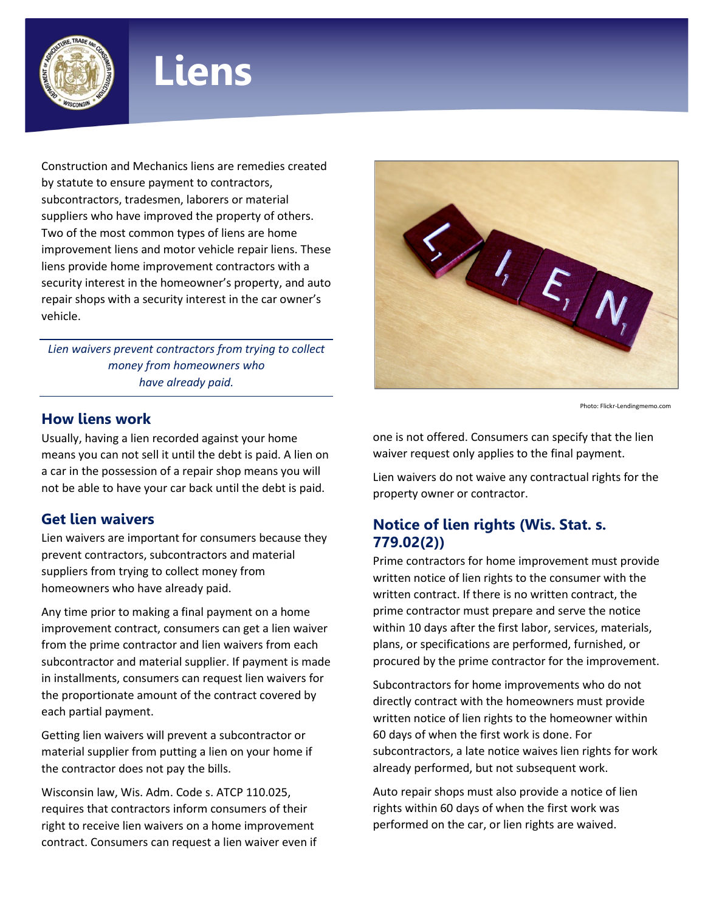# Liens

Construction and Mechanics liens are remedies created by statute to ensure payment to contractors, subcontractors, tradesmen, laborers or material suppliers who have improved the property of others. Two of the most common types of liens are home improvement liens and motor vehicle repair liens. These liens provide home improvement contractors with a security interest in the homeowner's property, and auto repair shops with a security interest in the car owner's vehicle.

*Lien waivers prevent contractors from trying to collect money from homeowners who have already paid.*

Photo: Flickr-Lendingmemo.com

## How liens work

Usually, having a lien recorded against your home means you can not sell it until the debt is paid. A lien on a car in the possession of a repair shop means you will not be able to have your car back until the debt is paid.

## Get lien waivers

Lien waivers are important for consumers because they prevent contractors, subcontractors and material suppliers from trying to collect money from homeowners who have already paid.

Any time prior to making a final payment on a home improvement contract, consumers can get a lien waiver from the prime contractor and lien waivers from each subcontractor and material supplier. If payment is made in installments, consumers can request lien waivers for the proportionate amount of the contract covered by each partial payment.

Getting lien waivers will prevent a subcontractor or material supplier from putting a lien on your home if the contractor does not pay the bills.

Wisconsin law, Wis. Adm. Code s. ATCP 110.025, requires that contractors inform consumers of their right to receive lien waivers on a home improvement contract. Consumers can request a lien waiver even if one is not offered. Consumers can specify that the lien waiver request only applies to the final payment.

Lien waivers do not waive any contractual rights for the property owner or contractor.

## Notice of lien rights (Wis. Stat. s. 779.02(2))

Prime contractors for home improvement must provide written notice of lien rights to the consumer with the written contract. If there is no written contract, the prime contractor must prepare and serve the notice within 10 days after the first labor, services, materials, plans, or specifications are performed, furnished, or procured by the prime contractor for the improvement.

Subcontractors for home improvements who do not directly contract with the homeowners must provide written notice of lien rights to the homeowner within 60 days of when the first work is done. For subcontractors, a late notice waives lien rights for work already performed, but not subsequent work.

Auto repair shops must also provide a notice of lien rights within 60 days of when the first work was performed on the car, or lien rights are waived.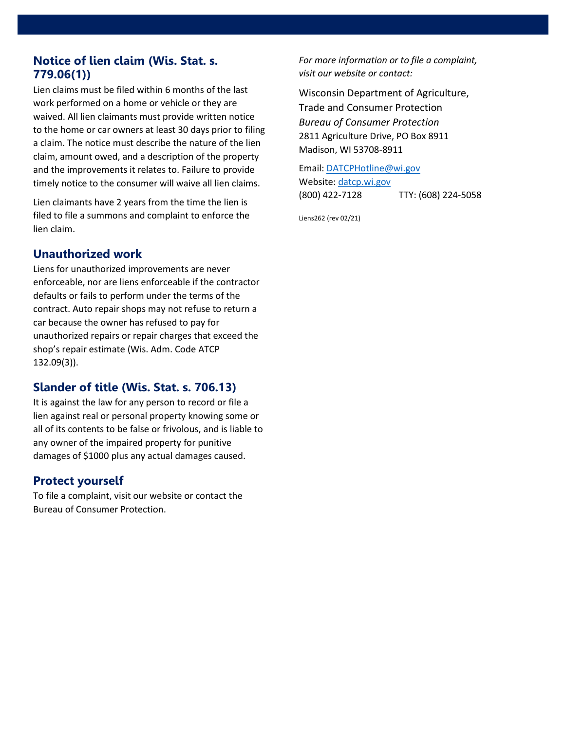## Notice of lien claim (Wis. Stat. s. 779.06(1))

Lien claims must be filed within 6 months of the last work performed on a home or vehicle or they are waived. All lien claimants must provide written notice to the home or car owners at least 30 days prior to filing a claim. The notice must describe the nature of the lien claim, amount owed, and a description of the property and the improvements it relates to. Failure to provide timely notice to the consumer will waive all lien claims.

Lien claimants have 2 years from the time the lien is filed to file a summons and complaint to enforce the lien claim.

## Unauthorized work

Liens for unauthorized improvements are never enforceable, nor are liens enforceable if the contractor defaults or fails to perform under the terms of the contract. Auto repair shops may not refuse to return a car because the owner has refused to pay for unauthorized repairs or repair charges that exceed the shop's repair estimate (Wis. Adm. Code ATCP 132.09(3)).

## Slander of title (Wis. Stat. s. 706.13)

It is against the law for any person to record or file a lien against real or personal property knowing some or all of its contents to be false or frivolous, and is liable to any owner of the impaired property for punitive damages of $1000 plus any actual damages caused.

## Protect yourself

To file a complaint, visit our website or contact the Bureau of Consumer Protection.

*For more information or to file a complaint, visit our website or contact:*

Wisconsin Department of Agriculture, Trade and Consumer Protection
*Bureau of Consumer Protection*
2811 Agriculture Drive, PO Box 8911
Madison, WI 53708-8911

Email: DATCPHotline@wi.gov
Website: datcp.wi.gov
(800) 422-7128 TTY: (608) 224-5058

Liens262 (rev 02/21)